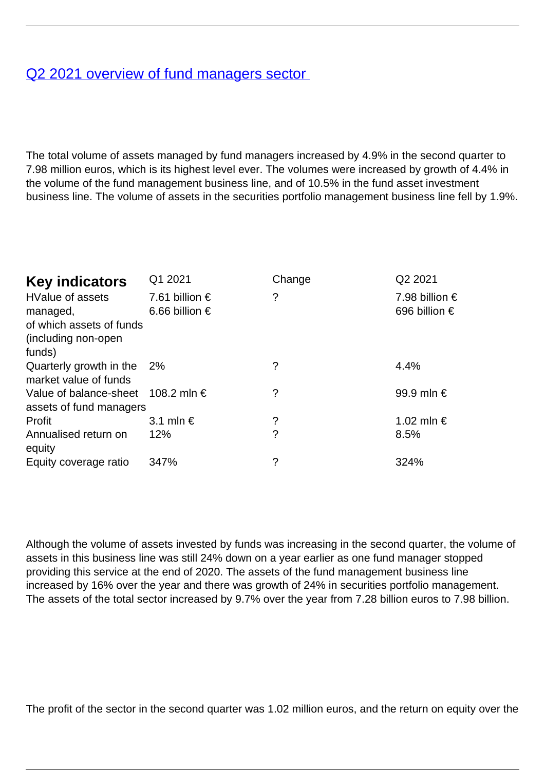## [Q2 2021 overview of fund managers sector](#)

The total volume of assets managed by fund managers increased by 4.9% in the second quarter to 7.98 million euros, which is its highest level ever. The volumes were increased by growth of 4.4% in the volume of the fund management business line, and of 10.5% in the fund asset investment business line. The volume of assets in the securities portfolio management business line fell by 1.9%.

| **Key indicators** | Q1 2021 | Change | Q2 2021 |
| --- | --- | --- | --- |
| HValue of assets managed, of which assets of funds (including non-open funds) | 7.61 billion €<br>6.66 billion € | ? | 7.98 billion €<br>696 billion € |
| Quarterly growth in the market value of funds | 2% | ? | 4.4% |
| Value of balance-sheet assets of fund managers | 108.2 mln € | ? | 99.9 mln € |
| Profit | 3.1 mln € | ? | 1.02 mln € |
| Annualised return on equity | 12% | ? | 8.5% |
| Equity coverage ratio | 347% | ? | 324% |

Although the volume of assets invested by funds was increasing in the second quarter, the volume of assets in this business line was still 24% down on a year earlier as one fund manager stopped providing this service at the end of 2020. The assets of the fund management business line increased by 16% over the year and there was growth of 24% in securities portfolio management. The assets of the total sector increased by 9.7% over the year from 7.28 billion euros to 7.98 billion.

The profit of the sector in the second quarter was 1.02 million euros, and the return on equity over the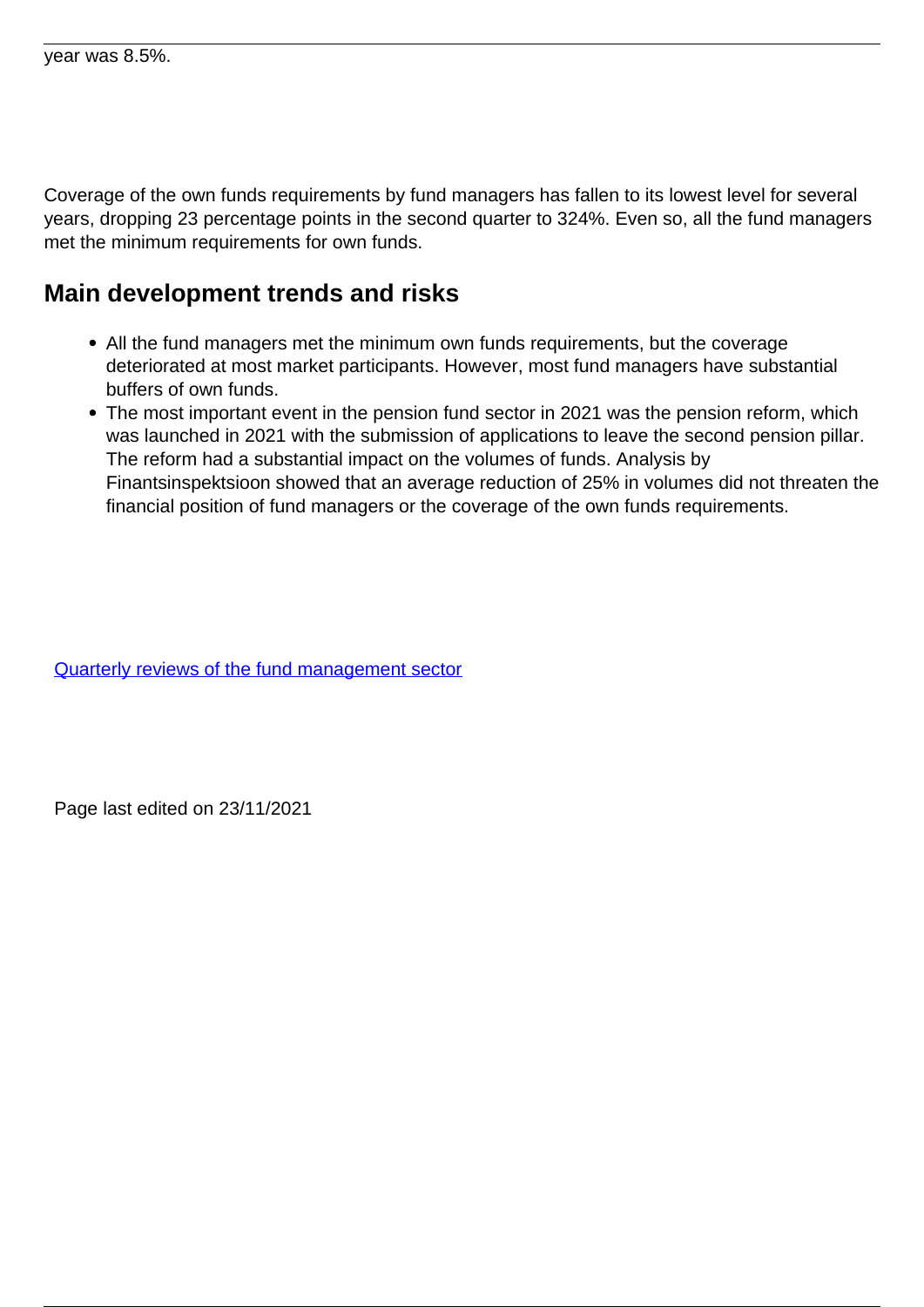year was 8.5%.

Coverage of the own funds requirements by fund managers has fallen to its lowest level for several years, dropping 23 percentage points in the second quarter to 324%. Even so, all the fund managers met the minimum requirements for own funds.

## Main development trends and risks

- All the fund managers met the minimum own funds requirements, but the coverage deteriorated at most market participants. However, most fund managers have substantial buffers of own funds.
- The most important event in the pension fund sector in 2021 was the pension reform, which was launched in 2021 with the submission of applications to leave the second pension pillar. The reform had a substantial impact on the volumes of funds. Analysis by Finantsinspektsioon showed that an average reduction of 25% in volumes did not threaten the financial position of fund managers or the coverage of the own funds requirements.

Quarterly reviews of the fund management sector

Page last edited on 23/11/2021